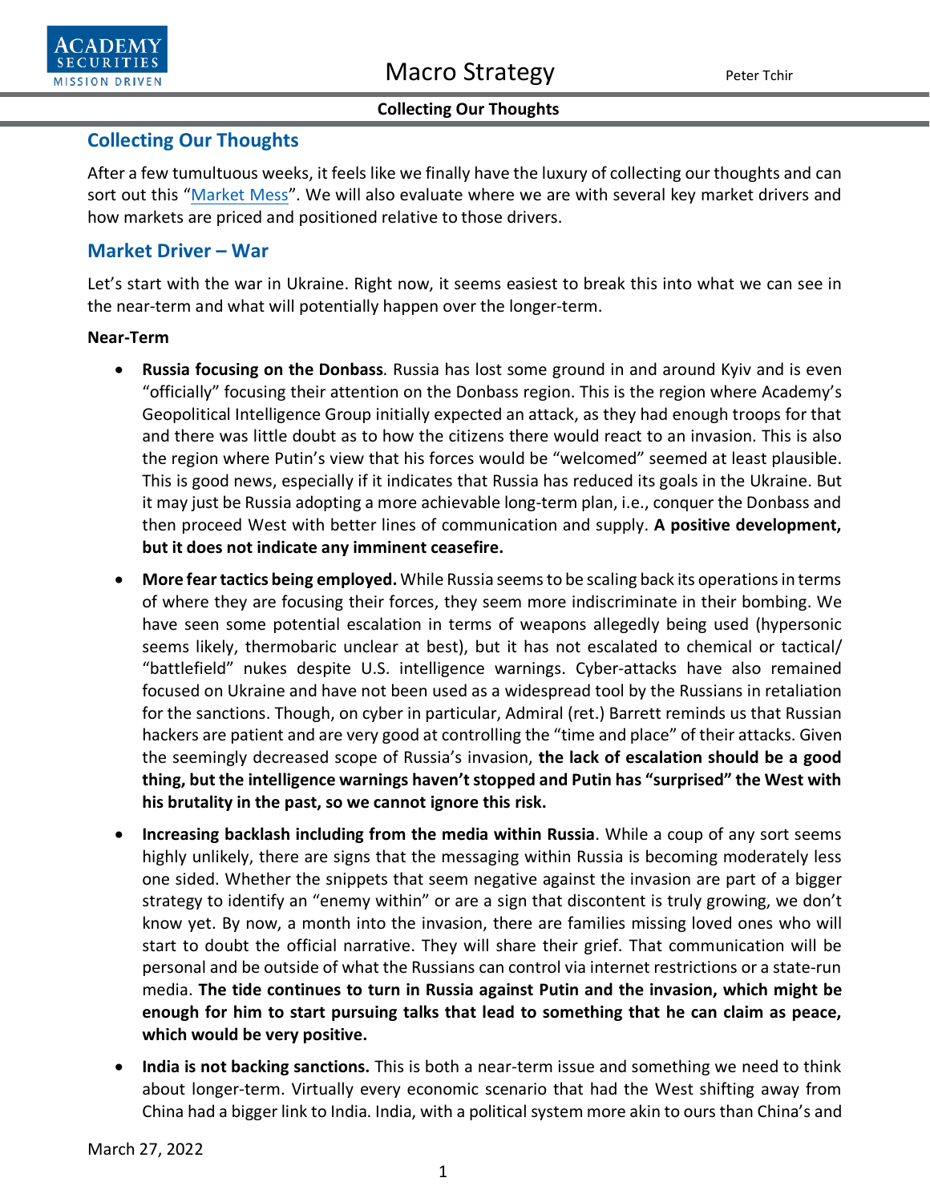## Collecting Our Thoughts

After a few tumultuous weeks, it feels like we finally have the luxury of collecting our thoughts and can sort out this "Market Mess". We will also evaluate where we are with several key market drivers and how markets are priced and positioned relative to those drivers.

## Market Driver – War

Let's start with the war in Ukraine. Right now, it seems easiest to break this into what we can see in the near-term and what will potentially happen over the longer-term.

**Near-Term**

- **Russia focusing on the Donbass**. Russia has lost some ground in and around Kyiv and is even "officially" focusing their attention on the Donbass region. This is the region where Academy's Geopolitical Intelligence Group initially expected an attack, as they had enough troops for that and there was little doubt as to how the citizens there would react to an invasion. This is also the region where Putin's view that his forces would be "welcomed" seemed at least plausible. This is good news, especially if it indicates that Russia has reduced its goals in the Ukraine. But it may just be Russia adopting a more achievable long-term plan, i.e., conquer the Donbass and then proceed West with better lines of communication and supply. **A positive development, but it does not indicate any imminent ceasefire.**
- **More fear tactics being employed.** While Russia seems to be scaling back its operations in terms of where they are focusing their forces, they seem more indiscriminate in their bombing. We have seen some potential escalation in terms of weapons allegedly being used (hypersonic seems likely, thermobaric unclear at best), but it has not escalated to chemical or tactical/ "battlefield" nukes despite U.S. intelligence warnings. Cyber-attacks have also remained focused on Ukraine and have not been used as a widespread tool by the Russians in retaliation for the sanctions. Though, on cyber in particular, Admiral (ret.) Barrett reminds us that Russian hackers are patient and are very good at controlling the "time and place" of their attacks. Given the seemingly decreased scope of Russia's invasion, **the lack of escalation should be a good thing, but the intelligence warnings haven't stopped and Putin has "surprised" the West with his brutality in the past, so we cannot ignore this risk.**
- **Increasing backlash including from the media within Russia**. While a coup of any sort seems highly unlikely, there are signs that the messaging within Russia is becoming moderately less one sided. Whether the snippets that seem negative against the invasion are part of a bigger strategy to identify an "enemy within" or are a sign that discontent is truly growing, we don't know yet. By now, a month into the invasion, there are families missing loved ones who will start to doubt the official narrative. They will share their grief. That communication will be personal and be outside of what the Russians can control via internet restrictions or a state-run media. **The tide continues to turn in Russia against Putin and the invasion, which might be enough for him to start pursuing talks that lead to something that he can claim as peace, which would be very positive.**
- **India is not backing sanctions.** This is both a near-term issue and something we need to think about longer-term. Virtually every economic scenario that had the West shifting away from China had a bigger link to India. India, with a political system more akin to ours than China's and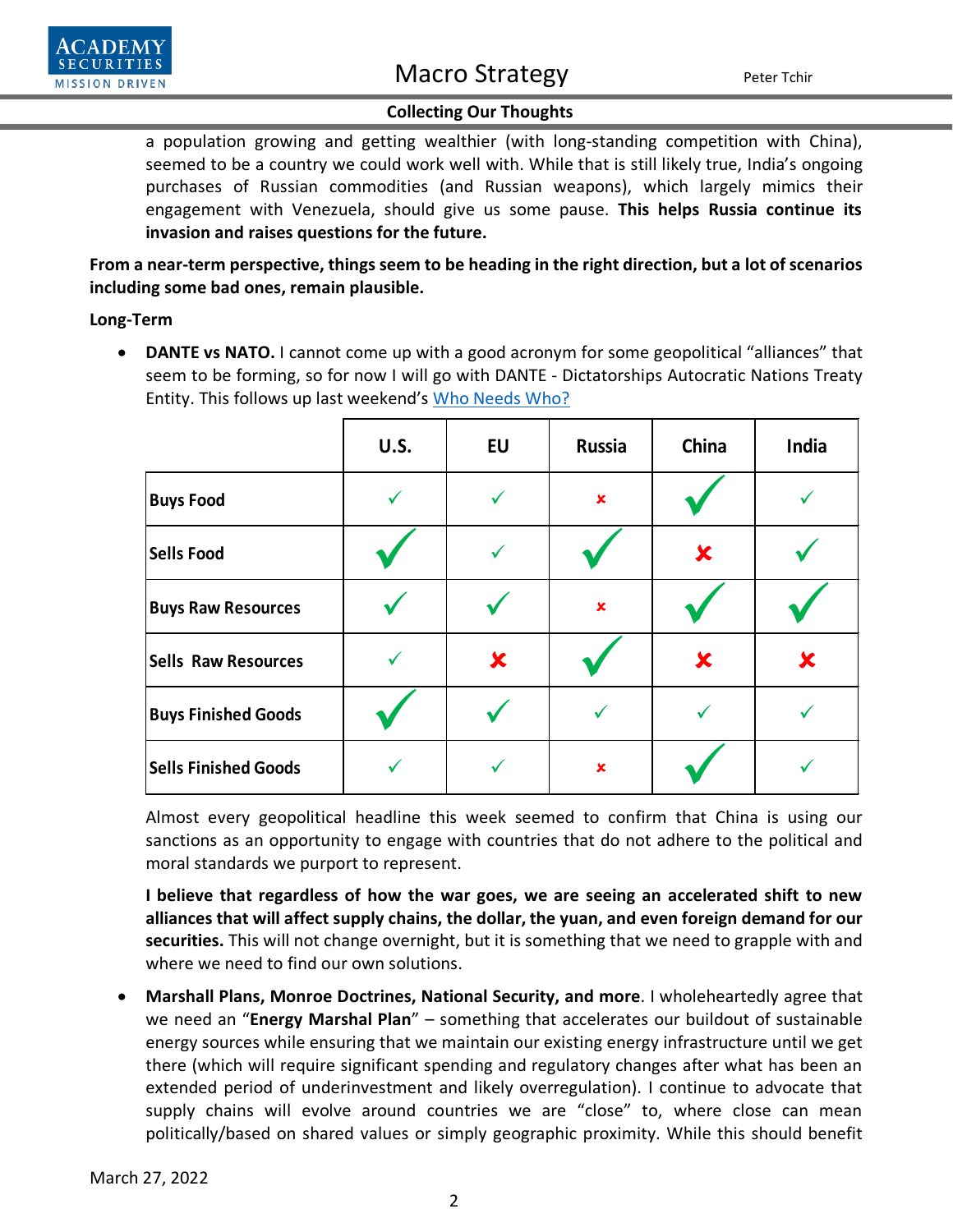a population growing and getting wealthier (with long-standing competition with China), seemed to be a country we could work well with. While that is still likely true, India's ongoing purchases of Russian commodities (and Russian weapons), which largely mimics their engagement with Venezuela, should give us some pause. **This helps Russia continue its invasion and raises questions for the future.**

**From a near-term perspective, things seem to be heading in the right direction, but a lot of scenarios including some bad ones, remain plausible.**

**Long-Term**

- **DANTE vs NATO.** I cannot come up with a good acronym for some geopolitical "alliances" that seem to be forming, so for now I will go with DANTE - Dictatorships Autocratic Nations Treaty Entity. This follows up last weekend's [Who Needs Who?](#)

| | U.S. | EU | Russia | China | India |
|---|---|---|---|---|---|
| Buys Food | ✓ | ✓ | ✗ | ✓ | ✓ |
| Sells Food | ✓ | ✓ | ✓ | ✗ | ✓ |
| Buys Raw Resources | ✓ | ✓ | ✗ | ✓ | ✓ |
| Sells Raw Resources | ✓ | ✗ | ✓ | ✗ | ✗ |
| Buys Finished Goods | ✓ | ✓ | ✓ | ✓ | ✓ |
| Sells Finished Goods | ✓ | ✓ | ✗ | ✓ | ✓ |

  Almost every geopolitical headline this week seemed to confirm that China is using our sanctions as an opportunity to engage with countries that do not adhere to the political and moral standards we purport to represent.

  **I believe that regardless of how the war goes, we are seeing an accelerated shift to new alliances that will affect supply chains, the dollar, the yuan, and even foreign demand for our securities.** This will not change overnight, but it is something that we need to grapple with and where we need to find our own solutions.

- **Marshall Plans, Monroe Doctrines, National Security, and more**. I wholeheartedly agree that we need an "**Energy Marshal Plan**" – something that accelerates our buildout of sustainable energy sources while ensuring that we maintain our existing energy infrastructure until we get there (which will require significant spending and regulatory changes after what has been an extended period of underinvestment and likely overregulation). I continue to advocate that supply chains will evolve around countries we are "close" to, where close can mean politically/based on shared values or simply geographic proximity. While this should benefit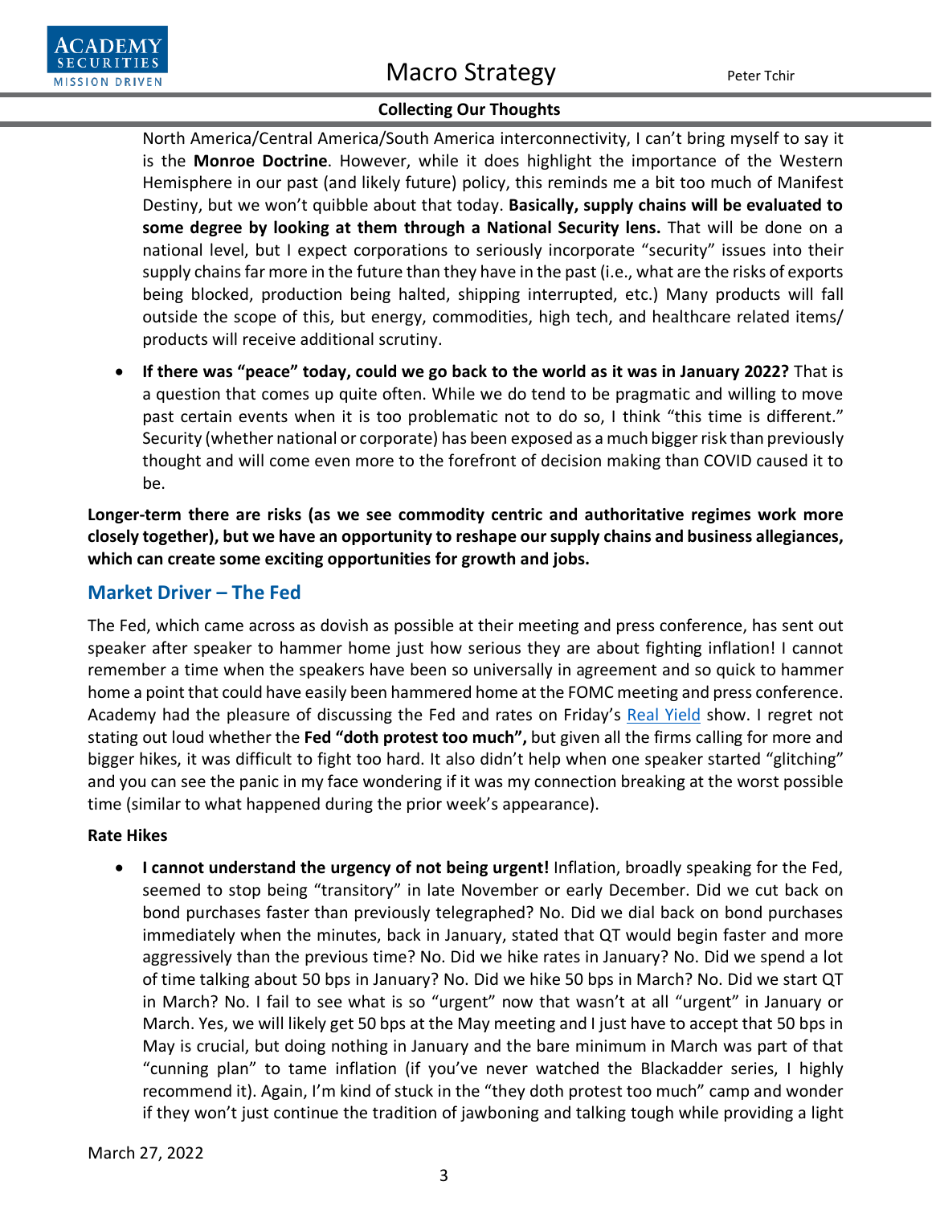North America/Central America/South America interconnectivity, I can't bring myself to say it is the **Monroe Doctrine**. However, while it does highlight the importance of the Western Hemisphere in our past (and likely future) policy, this reminds me a bit too much of Manifest Destiny, but we won't quibble about that today. **Basically, supply chains will be evaluated to some degree by looking at them through a National Security lens.** That will be done on a national level, but I expect corporations to seriously incorporate "security" issues into their supply chains far more in the future than they have in the past (i.e., what are the risks of exports being blocked, production being halted, shipping interrupted, etc.) Many products will fall outside the scope of this, but energy, commodities, high tech, and healthcare related items/ products will receive additional scrutiny.

- **If there was "peace" today, could we go back to the world as it was in January 2022?** That is a question that comes up quite often. While we do tend to be pragmatic and willing to move past certain events when it is too problematic not to do so, I think "this time is different." Security (whether national or corporate) has been exposed as a much bigger risk than previously thought and will come even more to the forefront of decision making than COVID caused it to be.

**Longer-term there are risks (as we see commodity centric and authoritative regimes work more closely together), but we have an opportunity to reshape our supply chains and business allegiances, which can create some exciting opportunities for growth and jobs.**

## Market Driver – The Fed

The Fed, which came across as dovish as possible at their meeting and press conference, has sent out speaker after speaker to hammer home just how serious they are about fighting inflation! I cannot remember a time when the speakers have been so universally in agreement and so quick to hammer home a point that could have easily been hammered home at the FOMC meeting and press conference. Academy had the pleasure of discussing the Fed and rates on Friday's Real Yield show. I regret not stating out loud whether the **Fed "doth protest too much",** but given all the firms calling for more and bigger hikes, it was difficult to fight too hard. It also didn't help when one speaker started "glitching" and you can see the panic in my face wondering if it was my connection breaking at the worst possible time (similar to what happened during the prior week's appearance).

**Rate Hikes**

- **I cannot understand the urgency of not being urgent!** Inflation, broadly speaking for the Fed, seemed to stop being "transitory" in late November or early December. Did we cut back on bond purchases faster than previously telegraphed? No. Did we dial back on bond purchases immediately when the minutes, back in January, stated that QT would begin faster and more aggressively than the previous time? No. Did we hike rates in January? No. Did we spend a lot of time talking about 50 bps in January? No. Did we hike 50 bps in March? No. Did we start QT in March? No. I fail to see what is so "urgent" now that wasn't at all "urgent" in January or March. Yes, we will likely get 50 bps at the May meeting and I just have to accept that 50 bps in May is crucial, but doing nothing in January and the bare minimum in March was part of that "cunning plan" to tame inflation (if you've never watched the Blackadder series, I highly recommend it). Again, I'm kind of stuck in the "they doth protest too much" camp and wonder if they won't just continue the tradition of jawboning and talking tough while providing a light

March 27, 2022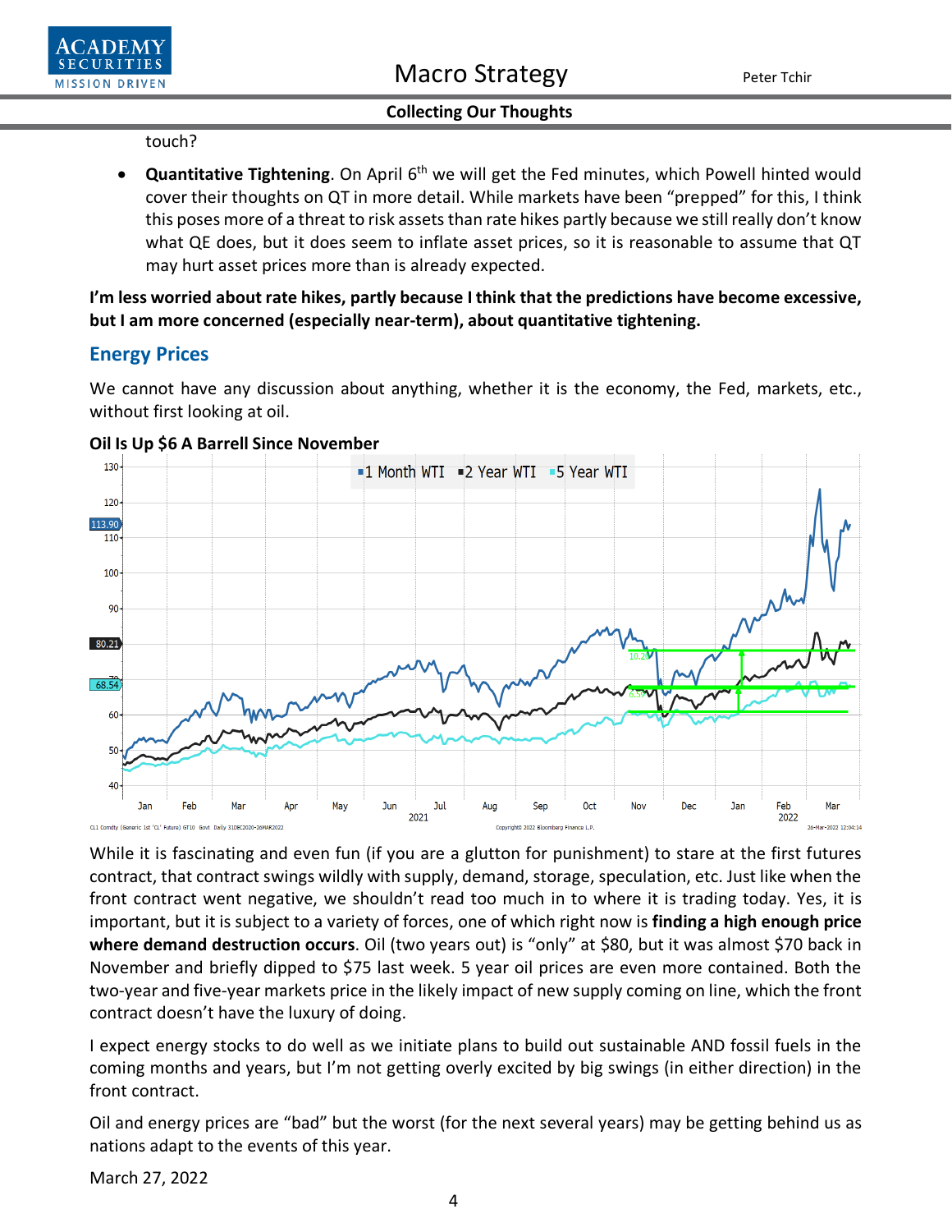touch?

- **Quantitative Tightening**. On April 6th we will get the Fed minutes, which Powell hinted would cover their thoughts on QT in more detail. While markets have been "prepped" for this, I think this poses more of a threat to risk assets than rate hikes partly because we still really don't know what QE does, but it does seem to inflate asset prices, so it is reasonable to assume that QT may hurt asset prices more than is already expected.

**I'm less worried about rate hikes, partly because I think that the predictions have become excessive, but I am more concerned (especially near-term), about quantitative tightening.**

## Energy Prices

We cannot have any discussion about anything, whether it is the economy, the Fed, markets, etc., without first looking at oil.

**Oil Is Up $6 A Barrell Since November**

While it is fascinating and even fun (if you are a glutton for punishment) to stare at the first futures contract, that contract swings wildly with supply, demand, storage, speculation, etc. Just like when the front contract went negative, we shouldn't read too much in to where it is trading today. Yes, it is important, but it is subject to a variety of forces, one of which right now is **finding a high enough price where demand destruction occurs**. Oil (two years out) is "only" at $80, but it was almost $70 back in November and briefly dipped to $75 last week. 5 year oil prices are even more contained. Both the two-year and five-year markets price in the likely impact of new supply coming on line, which the front contract doesn't have the luxury of doing.

I expect energy stocks to do well as we initiate plans to build out sustainable AND fossil fuels in the coming months and years, but I'm not getting overly excited by big swings (in either direction) in the front contract.

Oil and energy prices are "bad" but the worst (for the next several years) may be getting behind us as nations adapt to the events of this year.

March 27, 2022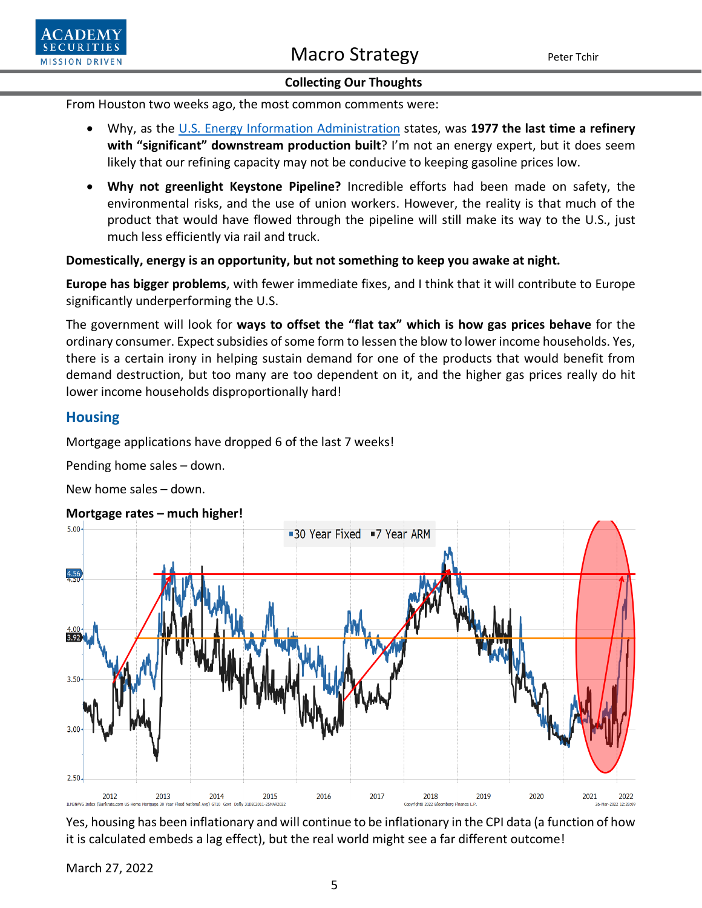From Houston two weeks ago, the most common comments were:

- Why, as the U.S. Energy Information Administration states, was **1977 the last time a refinery with "significant" downstream production built**? I'm not an energy expert, but it does seem likely that our refining capacity may not be conducive to keeping gasoline prices low.
- **Why not greenlight Keystone Pipeline?** Incredible efforts had been made on safety, the environmental risks, and the use of union workers. However, the reality is that much of the product that would have flowed through the pipeline will still make its way to the U.S., just much less efficiently via rail and truck.

**Domestically, energy is an opportunity, but not something to keep you awake at night.**

**Europe has bigger problems**, with fewer immediate fixes, and I think that it will contribute to Europe significantly underperforming the U.S.

The government will look for **ways to offset the "flat tax" which is how gas prices behave** for the ordinary consumer. Expect subsidies of some form to lessen the blow to lower income households. Yes, there is a certain irony in helping sustain demand for one of the products that would benefit from demand destruction, but too many are too dependent on it, and the higher gas prices really do hit lower income households disproportionally hard!

## Housing

Mortgage applications have dropped 6 of the last 7 weeks!

Pending home sales – down.

New home sales – down.

**Mortgage rates – much higher!**

Yes, housing has been inflationary and will continue to be inflationary in the CPI data (a function of how it is calculated embeds a lag effect), but the real world might see a far different outcome!

March 27, 2022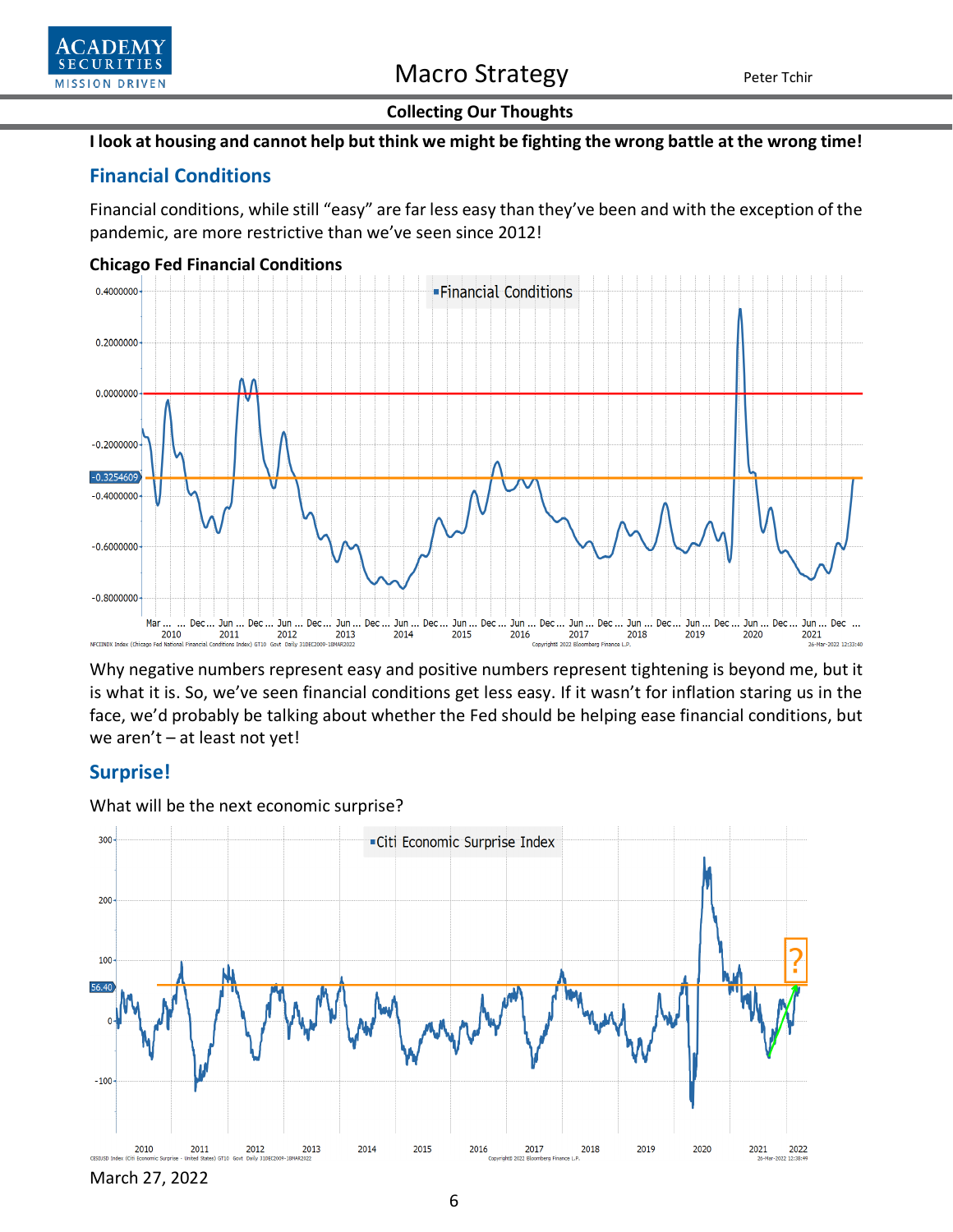**Collecting Our Thoughts**

**I look at housing and cannot help but think we might be fighting the wrong battle at the wrong time!**

## Financial Conditions

Financial conditions, while still "easy" are far less easy than they've been and with the exception of the pandemic, are more restrictive than we've seen since 2012!

**Chicago Fed Financial Conditions**

Why negative numbers represent easy and positive numbers represent tightening is beyond me, but it is what it is. So, we've seen financial conditions get less easy. If it wasn't for inflation staring us in the face, we'd probably be talking about whether the Fed should be helping ease financial conditions, but we aren't – at least not yet!

## Surprise!

What will be the next economic surprise?

March 27, 2022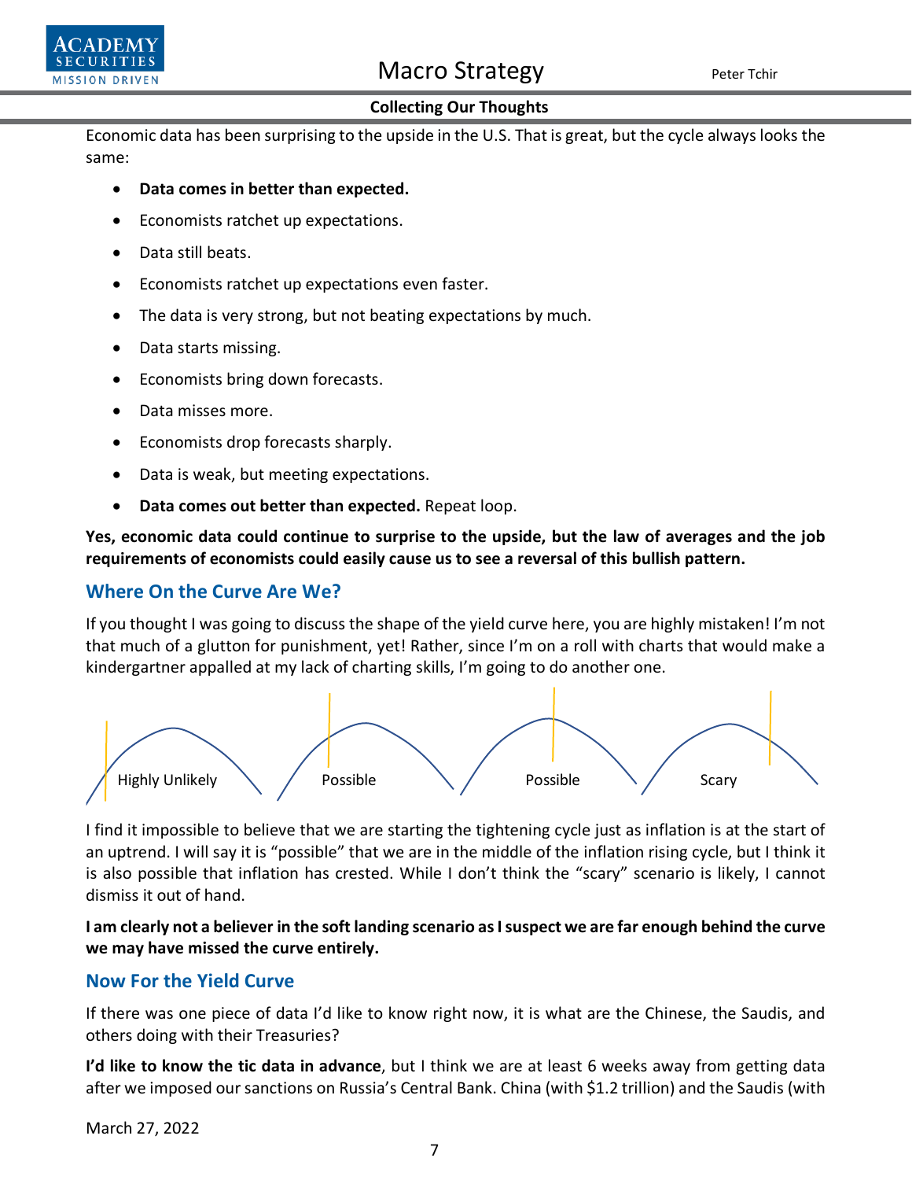## Collecting Our Thoughts

Economic data has been surprising to the upside in the U.S. That is great, but the cycle always looks the same:

- **Data comes in better than expected.**
- Economists ratchet up expectations.
- Data still beats.
- Economists ratchet up expectations even faster.
- The data is very strong, but not beating expectations by much.
- Data starts missing.
- Economists bring down forecasts.
- Data misses more.
- Economists drop forecasts sharply.
- Data is weak, but meeting expectations.
- **Data comes out better than expected.** Repeat loop.

**Yes, economic data could continue to surprise to the upside, but the law of averages and the job requirements of economists could easily cause us to see a reversal of this bullish pattern.**

## Where On the Curve Are We?

If you thought I was going to discuss the shape of the yield curve here, you are highly mistaken! I'm not that much of a glutton for punishment, yet! Rather, since I'm on a roll with charts that would make a kindergartner appalled at my lack of charting skills, I'm going to do another one.

Highly Unlikely | Possible | Possible | Scary

I find it impossible to believe that we are starting the tightening cycle just as inflation is at the start of an uptrend. I will say it is "possible" that we are in the middle of the inflation rising cycle, but I think it is also possible that inflation has crested. While I don't think the "scary" scenario is likely, I cannot dismiss it out of hand.

**I am clearly not a believer in the soft landing scenario as I suspect we are far enough behind the curve we may have missed the curve entirely.**

## Now For the Yield Curve

If there was one piece of data I'd like to know right now, it is what are the Chinese, the Saudis, and others doing with their Treasuries?

**I'd like to know the tic data in advance**, but I think we are at least 6 weeks away from getting data after we imposed our sanctions on Russia's Central Bank. China (with $1.2 trillion) and the Saudis (with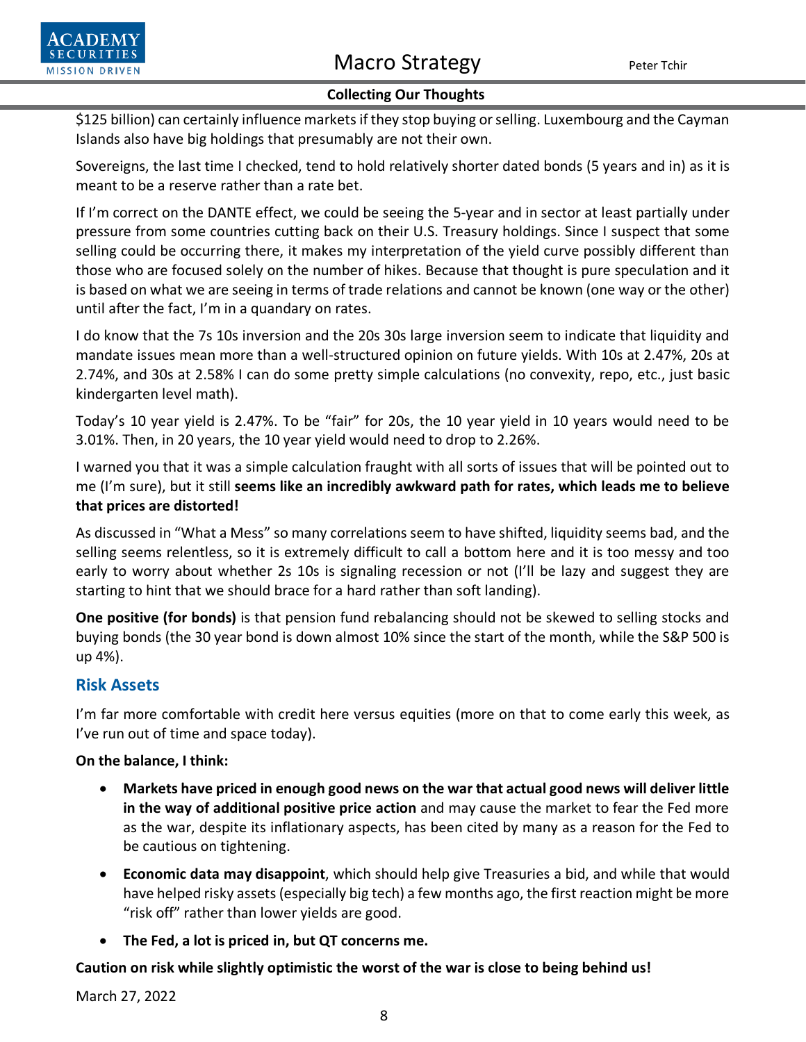$125 billion) can certainly influence markets if they stop buying or selling. Luxembourg and the Cayman Islands also have big holdings that presumably are not their own.

Sovereigns, the last time I checked, tend to hold relatively shorter dated bonds (5 years and in) as it is meant to be a reserve rather than a rate bet.

If I'm correct on the DANTE effect, we could be seeing the 5-year and in sector at least partially under pressure from some countries cutting back on their U.S. Treasury holdings. Since I suspect that some selling could be occurring there, it makes my interpretation of the yield curve possibly different than those who are focused solely on the number of hikes. Because that thought is pure speculation and it is based on what we are seeing in terms of trade relations and cannot be known (one way or the other) until after the fact, I'm in a quandary on rates.

I do know that the 7s 10s inversion and the 20s 30s large inversion seem to indicate that liquidity and mandate issues mean more than a well-structured opinion on future yields. With 10s at 2.47%, 20s at 2.74%, and 30s at 2.58% I can do some pretty simple calculations (no convexity, repo, etc., just basic kindergarten level math).

Today's 10 year yield is 2.47%. To be "fair" for 20s, the 10 year yield in 10 years would need to be 3.01%. Then, in 20 years, the 10 year yield would need to drop to 2.26%.

I warned you that it was a simple calculation fraught with all sorts of issues that will be pointed out to me (I'm sure), but it still **seems like an incredibly awkward path for rates, which leads me to believe that prices are distorted!**

As discussed in "What a Mess" so many correlations seem to have shifted, liquidity seems bad, and the selling seems relentless, so it is extremely difficult to call a bottom here and it is too messy and too early to worry about whether 2s 10s is signaling recession or not (I'll be lazy and suggest they are starting to hint that we should brace for a hard rather than soft landing).

**One positive (for bonds)** is that pension fund rebalancing should not be skewed to selling stocks and buying bonds (the 30 year bond is down almost 10% since the start of the month, while the S&P 500 is up 4%).

## Risk Assets

I'm far more comfortable with credit here versus equities (more on that to come early this week, as I've run out of time and space today).

**On the balance, I think:**

- **Markets have priced in enough good news on the war that actual good news will deliver little in the way of additional positive price action** and may cause the market to fear the Fed more as the war, despite its inflationary aspects, has been cited by many as a reason for the Fed to be cautious on tightening.
- **Economic data may disappoint**, which should help give Treasuries a bid, and while that would have helped risky assets (especially big tech) a few months ago, the first reaction might be more "risk off" rather than lower yields are good.
- **The Fed, a lot is priced in, but QT concerns me.**

**Caution on risk while slightly optimistic the worst of the war is close to being behind us!**

March 27, 2022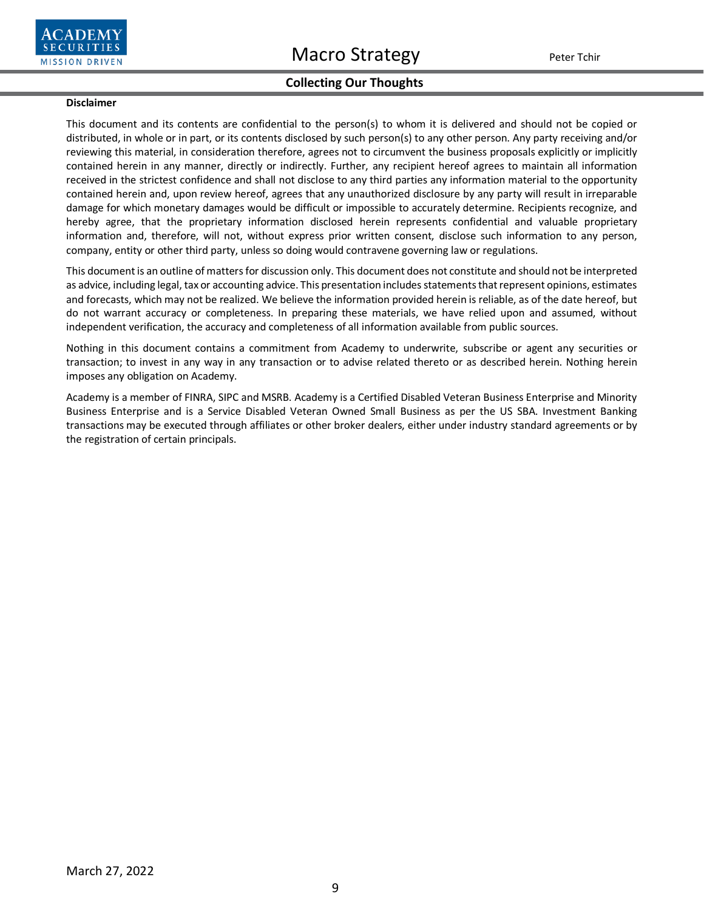**Disclaimer**

This document and its contents are confidential to the person(s) to whom it is delivered and should not be copied or distributed, in whole or in part, or its contents disclosed by such person(s) to any other person. Any party receiving and/or reviewing this material, in consideration therefore, agrees not to circumvent the business proposals explicitly or implicitly contained herein in any manner, directly or indirectly. Further, any recipient hereof agrees to maintain all information received in the strictest confidence and shall not disclose to any third parties any information material to the opportunity contained herein and, upon review hereof, agrees that any unauthorized disclosure by any party will result in irreparable damage for which monetary damages would be difficult or impossible to accurately determine. Recipients recognize, and hereby agree, that the proprietary information disclosed herein represents confidential and valuable proprietary information and, therefore, will not, without express prior written consent, disclose such information to any person, company, entity or other third party, unless so doing would contravene governing law or regulations.

This document is an outline of matters for discussion only. This document does not constitute and should not be interpreted as advice, including legal, tax or accounting advice. This presentation includes statements that represent opinions, estimates and forecasts, which may not be realized. We believe the information provided herein is reliable, as of the date hereof, but do not warrant accuracy or completeness. In preparing these materials, we have relied upon and assumed, without independent verification, the accuracy and completeness of all information available from public sources.

Nothing in this document contains a commitment from Academy to underwrite, subscribe or agent any securities or transaction; to invest in any way in any transaction or to advise related thereto or as described herein. Nothing herein imposes any obligation on Academy.

Academy is a member of FINRA, SIPC and MSRB. Academy is a Certified Disabled Veteran Business Enterprise and Minority Business Enterprise and is a Service Disabled Veteran Owned Small Business as per the US SBA. Investment Banking transactions may be executed through affiliates or other broker dealers, either under industry standard agreements or by the registration of certain principals.